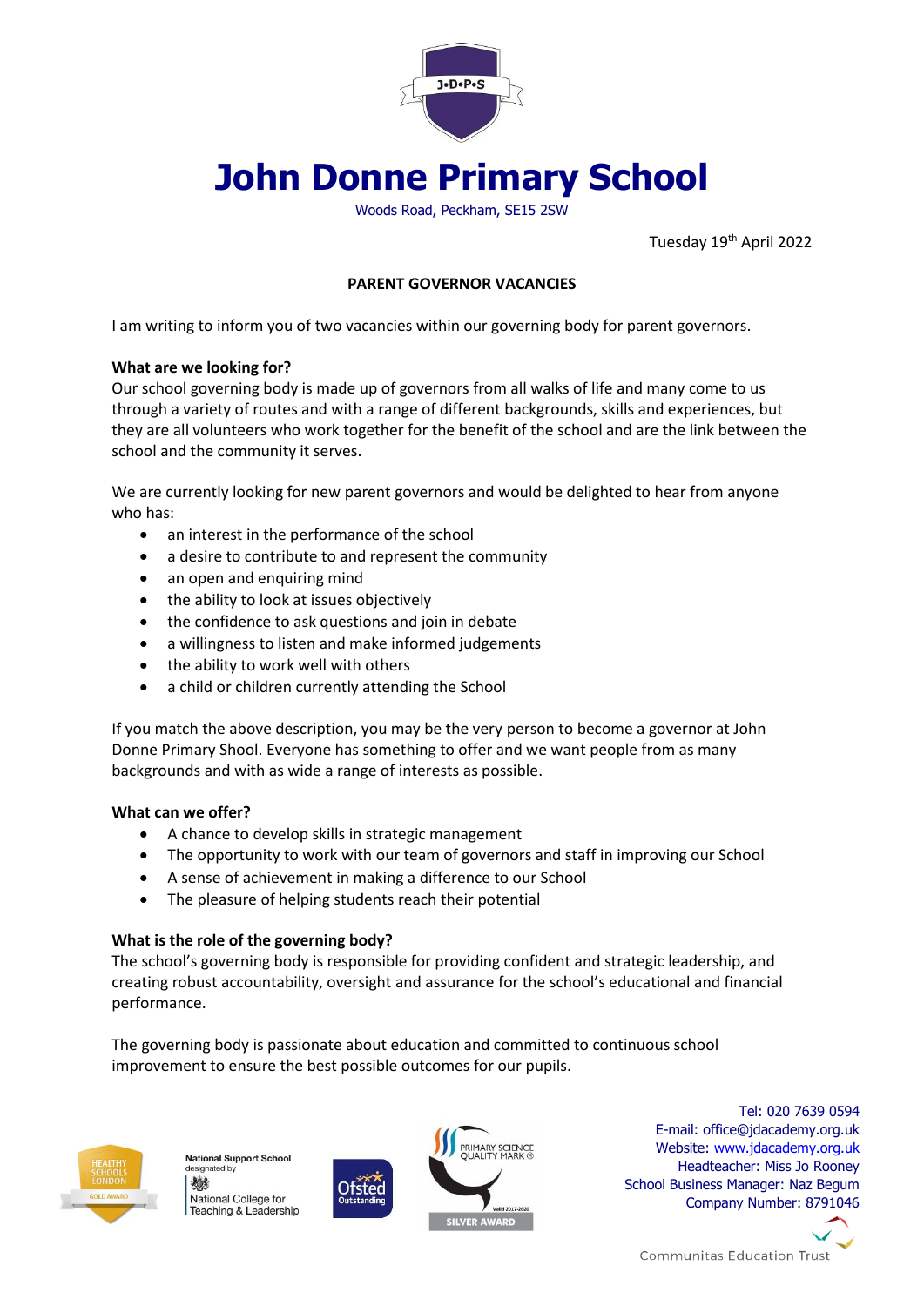# John Donne Primary School

Woods Road, Peckham, SE15 2SW

Tuesday 19th April 2022

**PARENT GOVERNOR VACANCIES**

I am writing to inform you of two vacancies within our governing body for parent governors.

**What are we looking for?**

Our school governing body is made up of governors from all walks of life and many come to us through a variety of routes and with a range of different backgrounds, skills and experiences, but they are all volunteers who work together for the benefit of the school and are the link between the school and the community it serves.

We are currently looking for new parent governors and would be delighted to hear from anyone who has:

- an interest in the performance of the school
- a desire to contribute to and represent the community
- an open and enquiring mind
- the ability to look at issues objectively
- the confidence to ask questions and join in debate
- a willingness to listen and make informed judgements
- the ability to work well with others
- a child or children currently attending the School

If you match the above description, you may be the very person to become a governor at John Donne Primary Shool. Everyone has something to offer and we want people from as many backgrounds and with as wide a range of interests as possible.

**What can we offer?**

- A chance to develop skills in strategic management
- The opportunity to work with our team of governors and staff in improving our School
- A sense of achievement in making a difference to our School
- The pleasure of helping students reach their potential

**What is the role of the governing body?**

The school's governing body is responsible for providing confident and strategic leadership, and creating robust accountability, oversight and assurance for the school's educational and financial performance.

The governing body is passionate about education and committed to continuous school improvement to ensure the best possible outcomes for our pupils.

Tel: 020 7639 0594
E-mail: office@jdacademy.org.uk
Website: www.jdacademy.org.uk
Headteacher: Miss Jo Rooney
School Business Manager: Naz Begum
Company Number: 8791046

Communitas Education Trust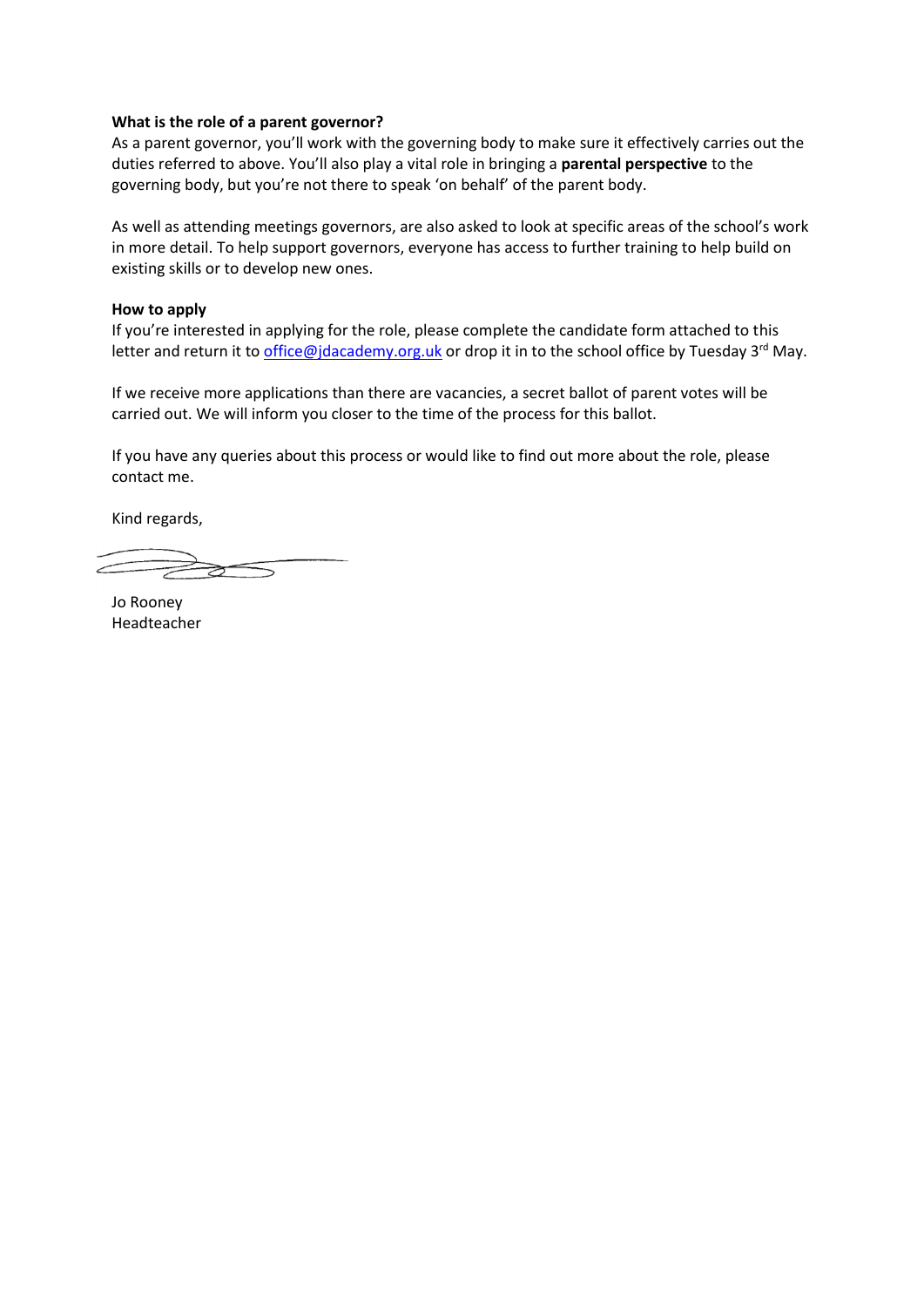**What is the role of a parent governor?**
As a parent governor, you'll work with the governing body to make sure it effectively carries out the duties referred to above. You'll also play a vital role in bringing a **parental perspective** to the governing body, but you're not there to speak 'on behalf' of the parent body.

As well as attending meetings governors, are also asked to look at specific areas of the school's work in more detail. To help support governors, everyone has access to further training to help build on existing skills or to develop new ones.

**How to apply**
If you're interested in applying for the role, please complete the candidate form attached to this letter and return it to office@jdacademy.org.uk or drop it in to the school office by Tuesday 3rd May.

If we receive more applications than there are vacancies, a secret ballot of parent votes will be carried out. We will inform you closer to the time of the process for this ballot.

If you have any queries about this process or would like to find out more about the role, please contact me.

Kind regards,

Jo Rooney
Headteacher